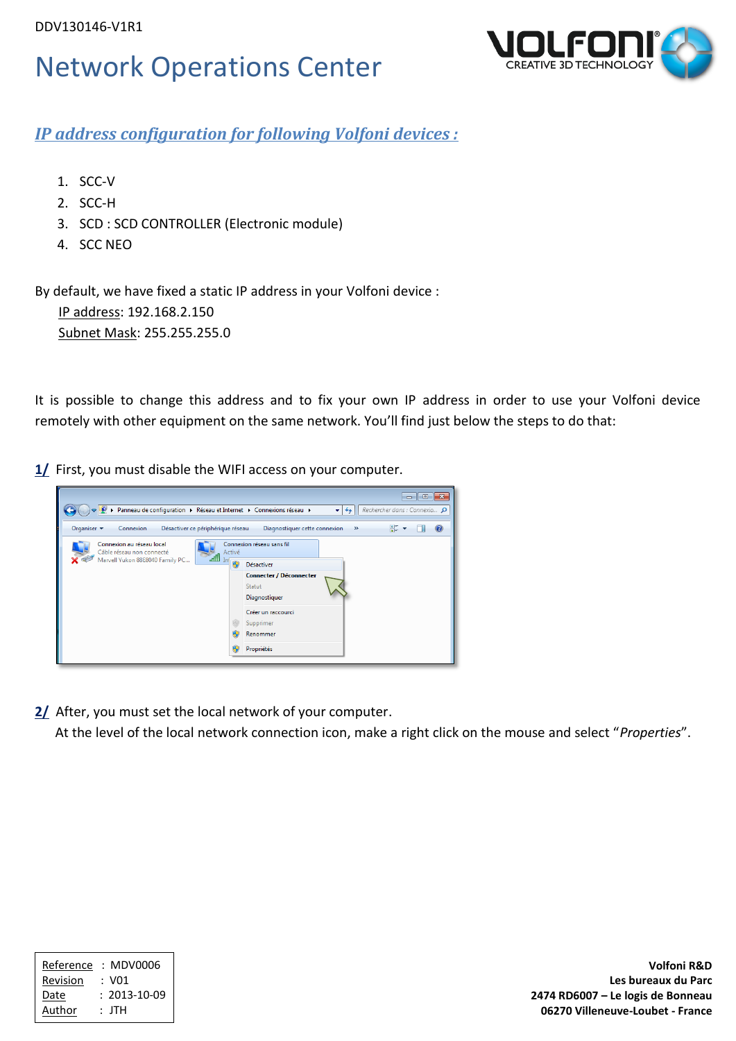DDV130146-V1R1

# Network Operations Center

## *IP address configuration for following Volfoni devices :*

1. SCC-V
2. SCC-H
3. SCD : SCD CONTROLLER (Electronic module)
4. SCC NEO

By default, we have fixed a static IP address in your Volfoni device :

IP address: 192.168.2.150

Subnet Mask: 255.255.255.0

It is possible to change this address and to fix your own IP address in order to use your Volfoni device remotely with other equipment on the same network. You'll find just below the steps to do that:

**1/** First, you must disable the WIFI access on your computer.

**2/** After, you must set the local network of your computer.

At the level of the local network connection icon, make a right click on the mouse and select "*Properties*".

| Reference | : MDV0006 |
|---|---|
| Revision | : V01 |
| Date | : 2013-10-09 |
| Author | : JTH |

**Volfoni R&D**
**Les bureaux du Parc**
**2474 RD6007 – Le logis de Bonneau**
**06270 Villeneuve-Loubet - France**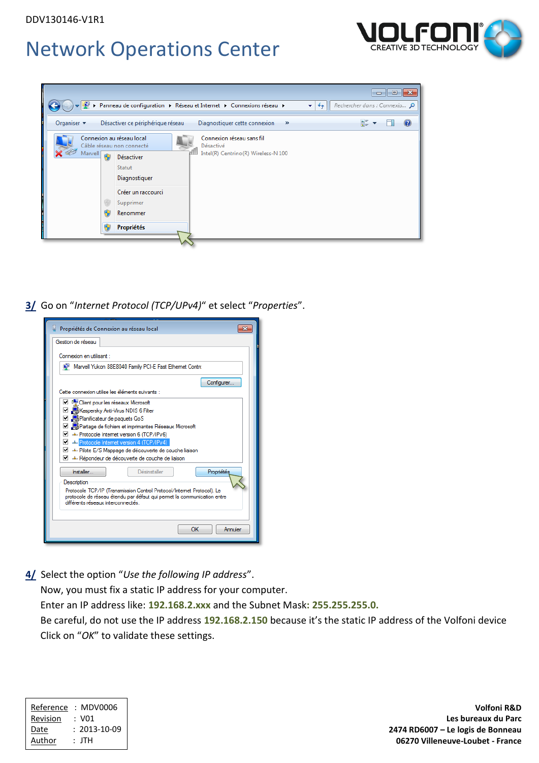3/ Go on “*Internet Protocol (TCP/UPv4)*“ et select “*Properties*”.

4/ Select the option “*Use the following IP address*”.

Now, you must fix a static IP address for your computer.

Enter an IP address like: **192.168.2.xxx** and the Subnet Mask: **255.255.255.0.**

Be careful, do not use the IP address **192.168.2.150** because it’s the static IP address of the Volfoni device

Click on “*OK*” to validate these settings.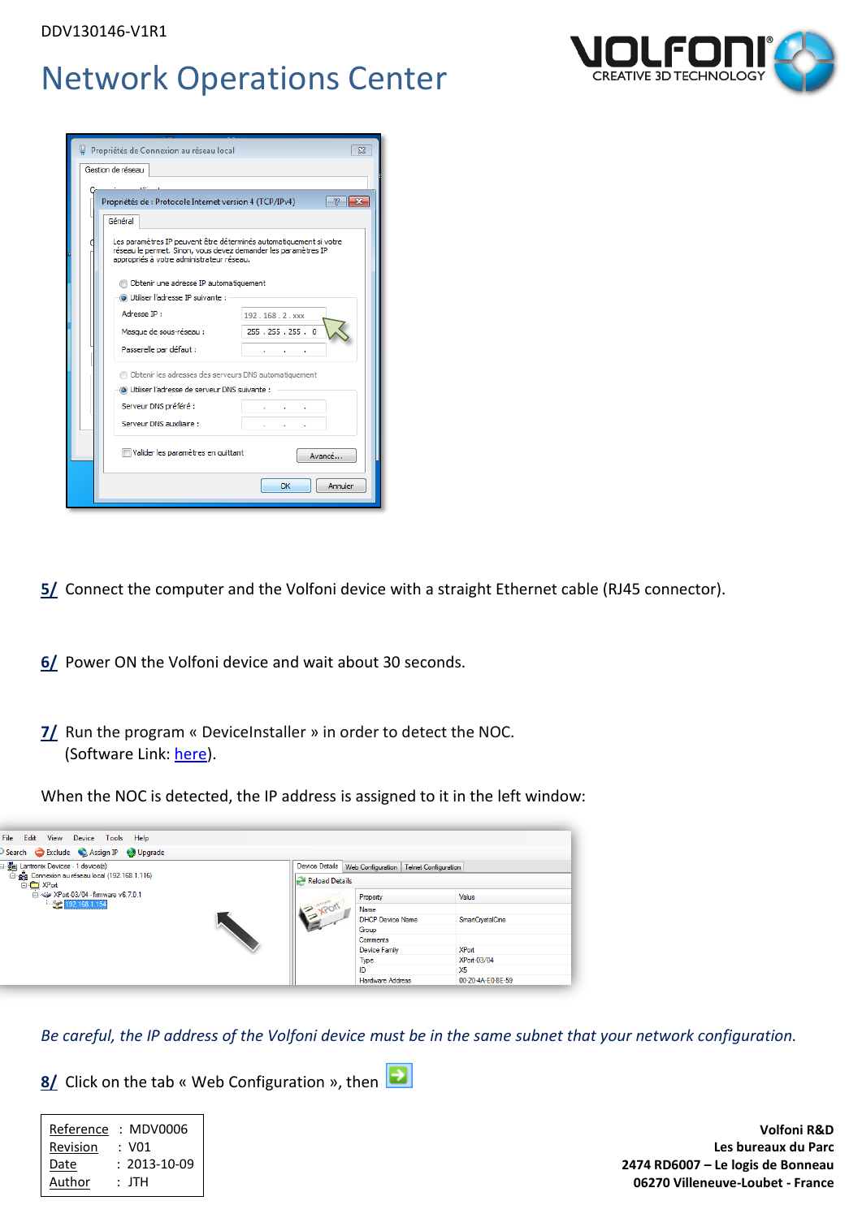5/ Connect the computer and the Volfoni device with a straight Ethernet cable (RJ45 connector).

6/ Power ON the Volfoni device and wait about 30 seconds.

7/ Run the program « DeviceInstaller » in order to detect the NOC.
(Software Link: here).

When the NOC is detected, the IP address is assigned to it in the left window:

*Be careful, the IP address of the Volfoni device must be in the same subnet that your network configuration.*

8/ Click on the tab « Web Configuration », then

| | | |
|---|---|---|
| Reference | : | MDV0006 |
| Revision | : | V01 |
| Date | : | 2013-10-09 |
| Author | : | JTH |

**Volfoni R&D**
**Les bureaux du Parc**
**2474 RD6007 – Le logis de Bonneau**
**06270 Villeneuve-Loubet - France**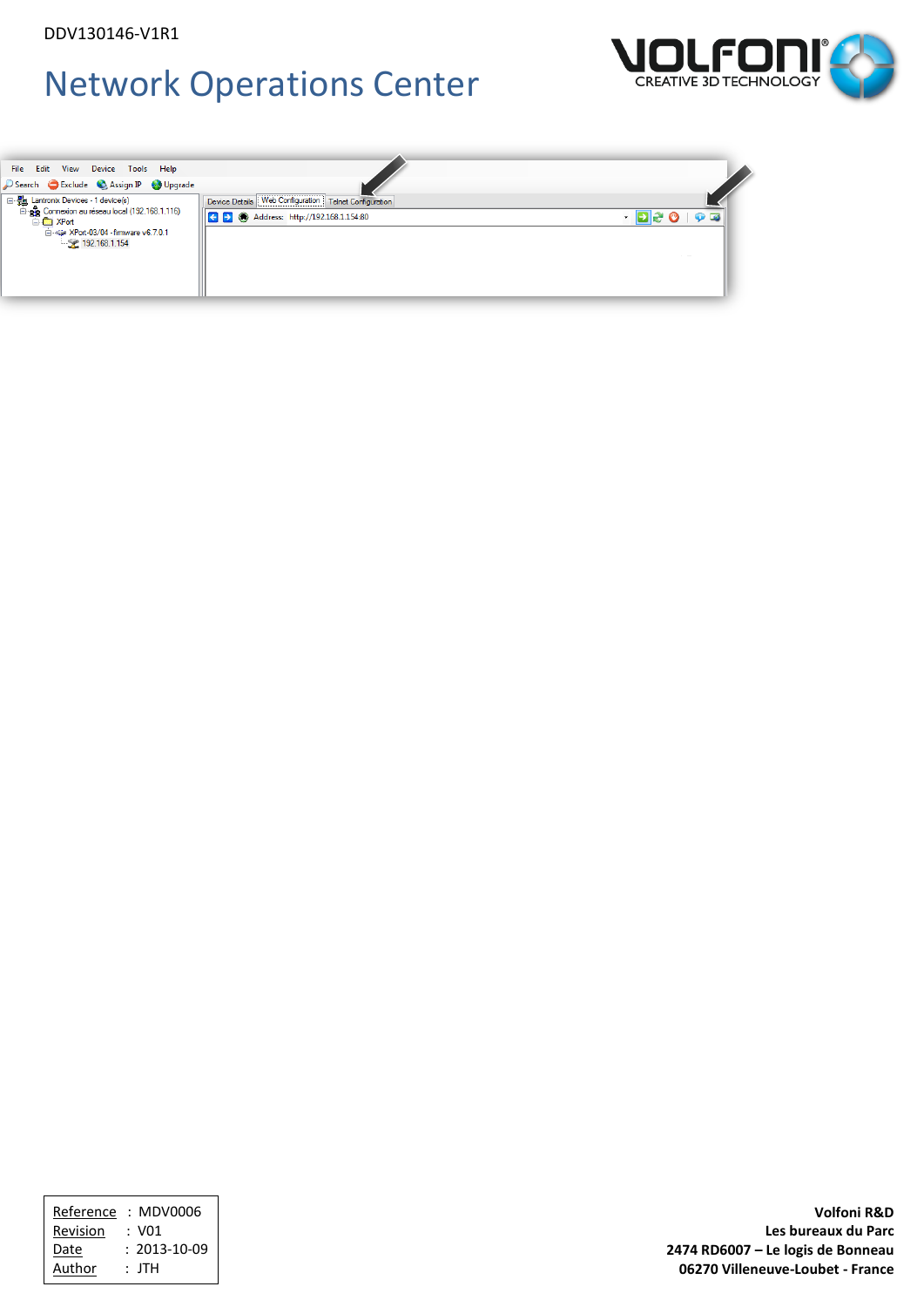File Edit View Device Tools Help

Search Exclude Assign IP Upgrade

Lantronix Devices - 1 device(s)
Connexion au réseau local (192.168.1.116)
XPort
XPort-03/04 - firmware v6.7.0.1
192.168.1.154

Device Details | Web Configuration | Telnet Configuration

Address: http://192.168.1.154:80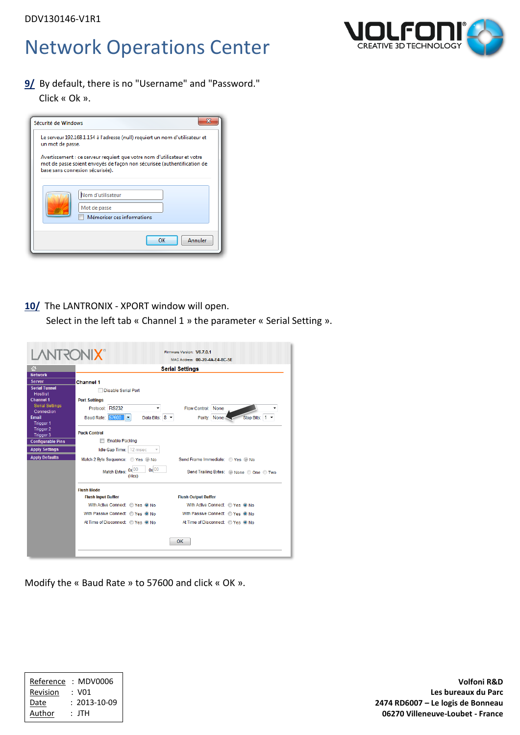# Network Operations Center

9/ By default, there is no "Username" and "Password."
Click « Ok ».

10/ The LANTRONIX - XPORT window will open.
Select in the left tab « Channel 1 » the parameter « Serial Setting ».

Modify the « Baud Rate » to 57600 and click « OK ».

| | | |
|---|---|---|
| Reference | : | MDV0006 |
| Revision | : | V01 |
| Date | : | 2013-10-09 |
| Author | : | JTH |

**Volfoni R&D**
**Les bureaux du Parc**
**2474 RD6007 – Le logis de Bonneau**
**06270 Villeneuve-Loubet - France**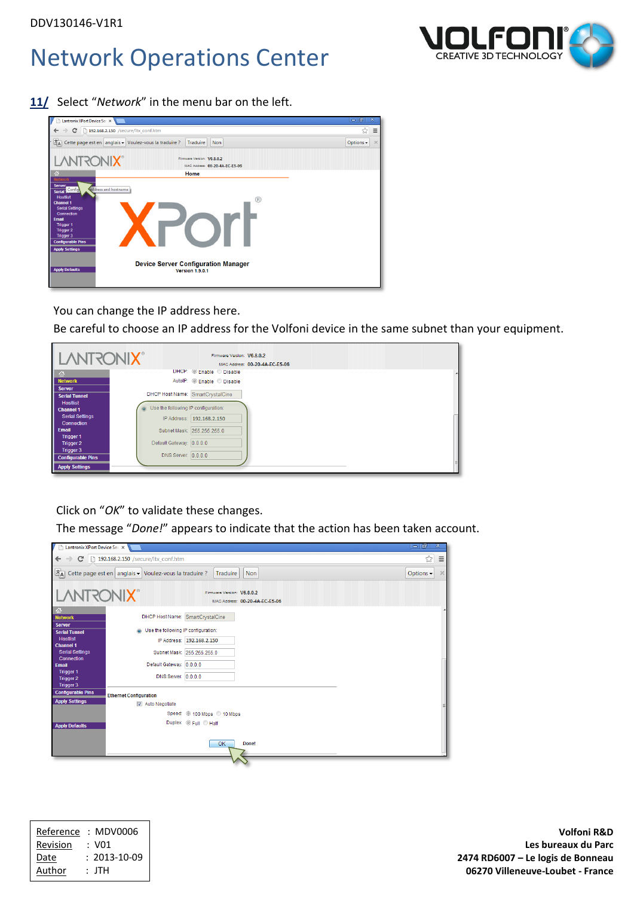**11/** Select "*Network*" in the menu bar on the left.

You can change the IP address here.

Be careful to choose an IP address for the Volfoni device in the same subnet than your equipment.

Click on "*OK*" to validate these changes.

The message "*Done!*" appears to indicate that the action has been taken account.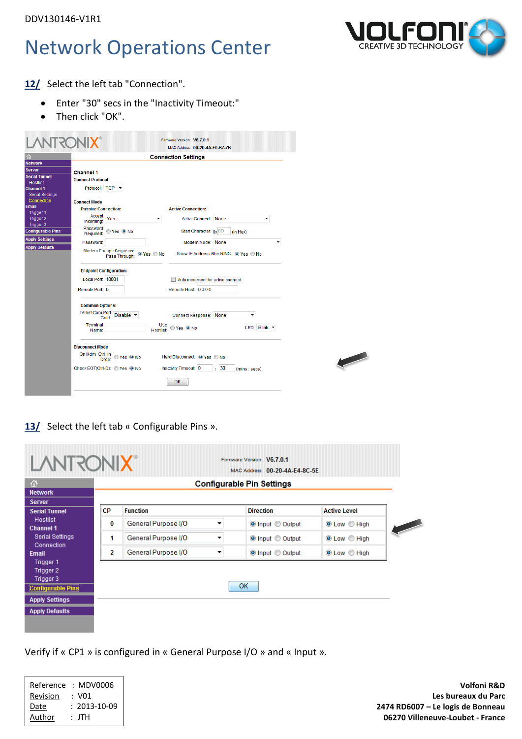**12/** Select the left tab "Connection".

- Enter "30" secs in the "Inactivity Timeout:"
- Then click "OK".

**13/** Select the left tab « Configurable Pins ».

Verify if « CP1 » is configured in « General Purpose I/O » and « Input ».

| | | |
|---|---|---|
| Reference | : | MDV0006 |
| Revision | : | V01 |
| Date | : | 2013-10-09 |
| Author | : | JTH |

**Volfoni R&D**
**Les bureaux du Parc**
**2474 RD6007 – Le logis de Bonneau**
**06270 Villeneuve-Loubet - France**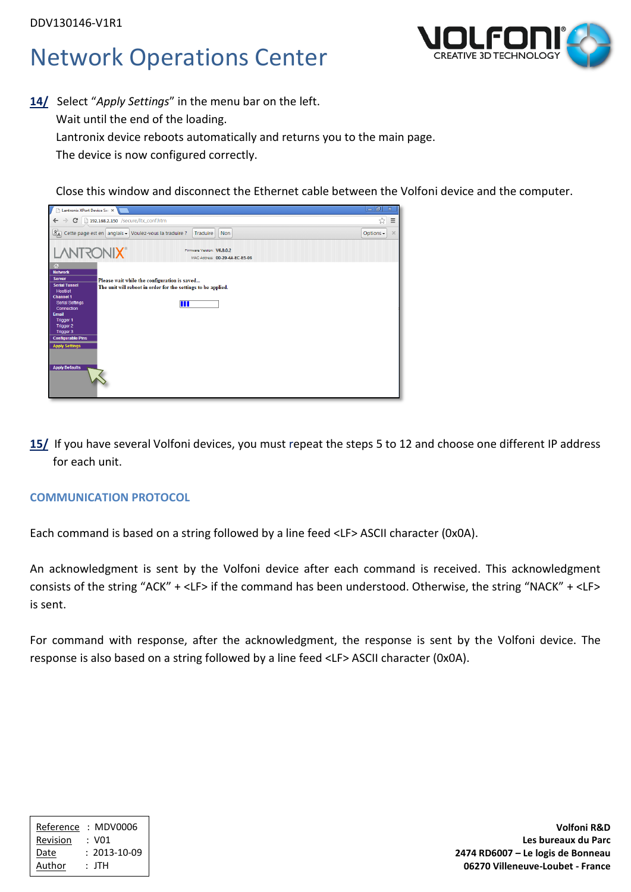**14/** Select "*Apply Settings*" in the menu bar on the left.
Wait until the end of the loading.
Lantronix device reboots automatically and returns you to the main page.
The device is now configured correctly.

Close this window and disconnect the Ethernet cable between the Volfoni device and the computer.

**15/** If you have several Volfoni devices, you must repeat the steps 5 to 12 and choose one different IP address for each unit.

## COMMUNICATION PROTOCOL

Each command is based on a string followed by a line feed <LF> ASCII character (0x0A).

An acknowledgment is sent by the Volfoni device after each command is received. This acknowledgment consists of the string "ACK" + <LF> if the command has been understood. Otherwise, the string "NACK" + <LF> is sent.

For command with response, after the acknowledgment, the response is sent by the Volfoni device. The response is also based on a string followed by a line feed <LF> ASCII character (0x0A).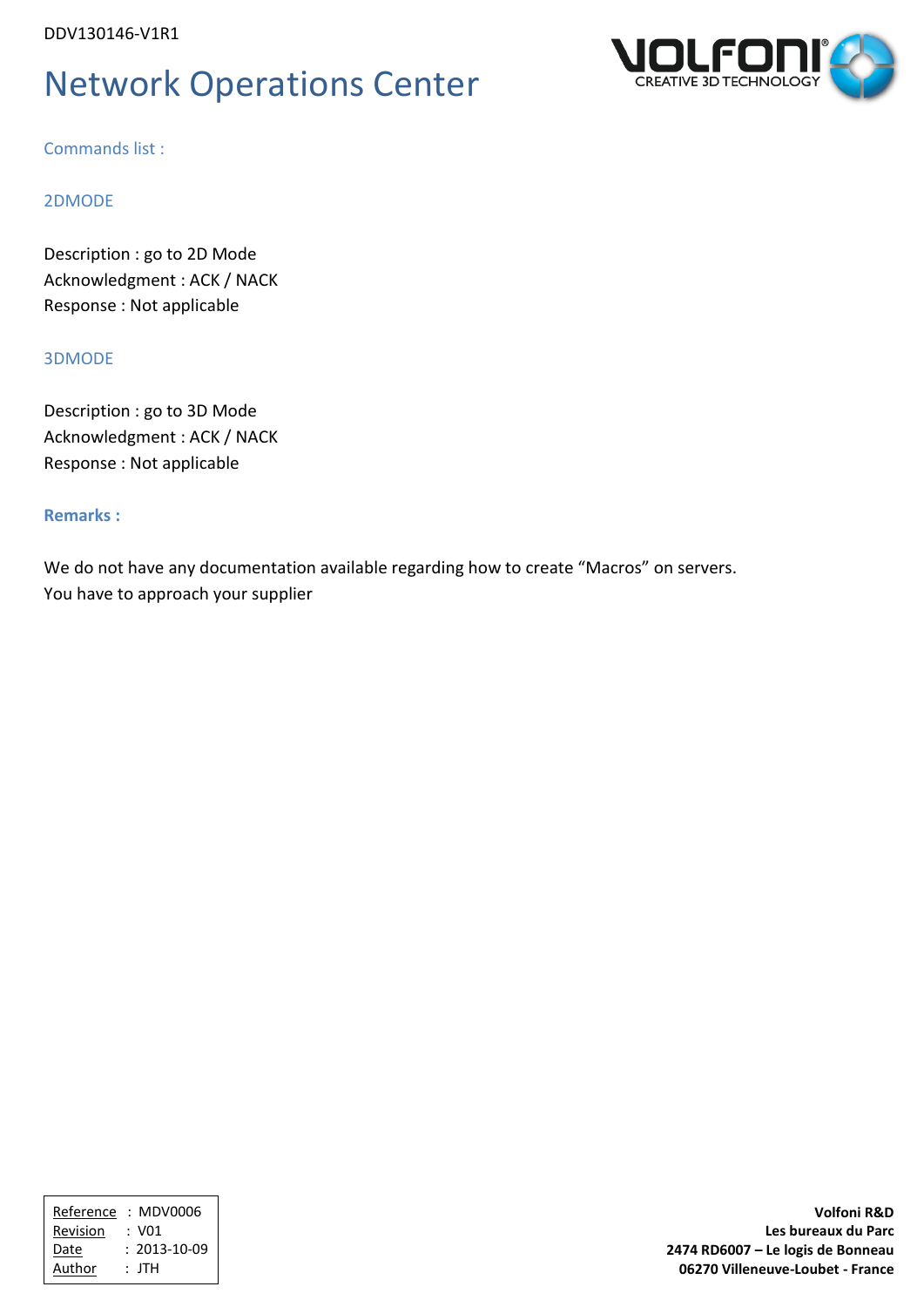## Commands list :

### 2DMODE

Description : go to 2D Mode
Acknowledgment : ACK / NACK
Response : Not applicable

### 3DMODE

Description : go to 3D Mode
Acknowledgment : ACK / NACK
Response : Not applicable

**Remarks :**

We do not have any documentation available regarding how to create "Macros" on servers.
You have to approach your supplier